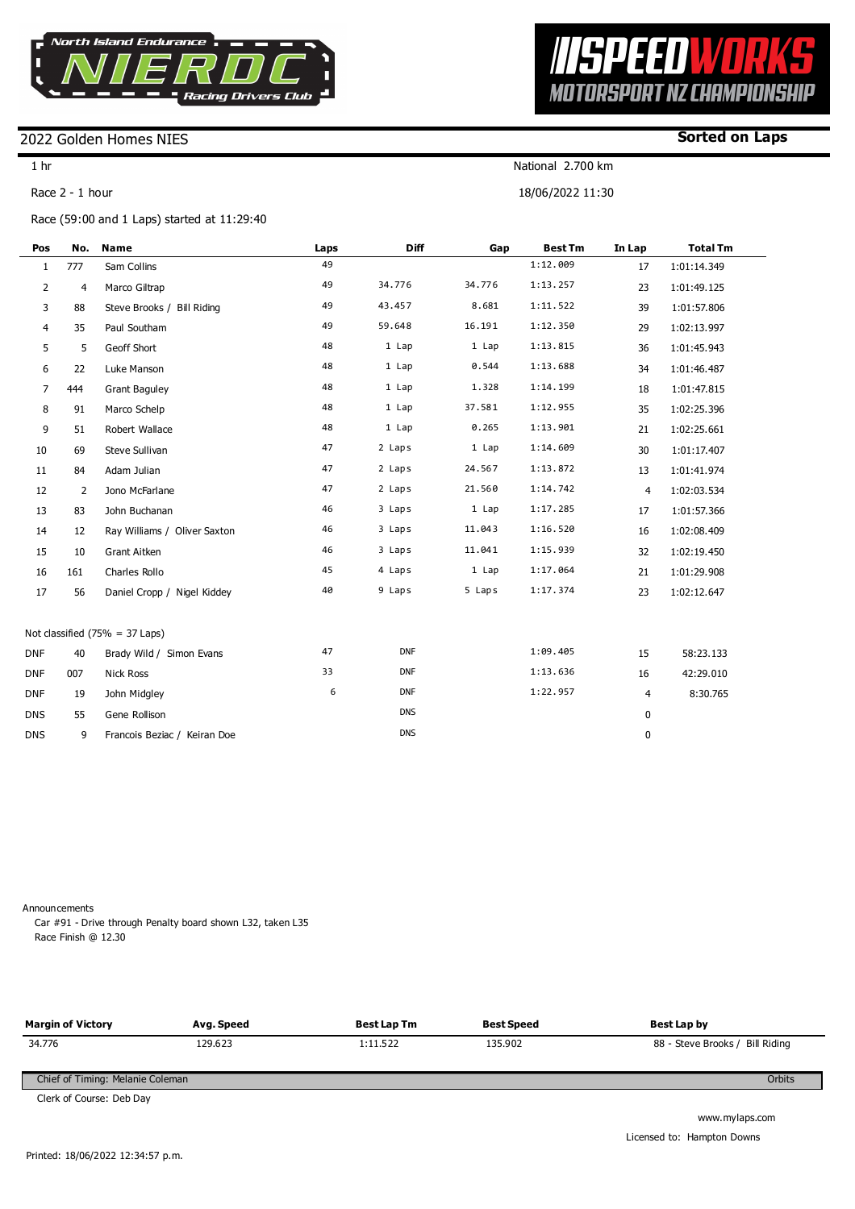North Island Endurance NIERDC Racing Drivers Club

SPEEDWORKS MOTORSPORT NZ CHAMPIONSHIP

## 2022 Golden Homes NIES

**Sorted on Laps**

1 hr

National 2.700 km

Race 2 - 1 hour

18/06/2022 11:30

Race (59:00 and 1 Laps) started at 11:29:40

| Pos | No. | Name | Laps | Diff | Gap | Best Tm | In Lap | Total Tm |
|---|---|---|---|---|---|---|---|---|
| 1 | 777 | Sam Collins | 49 | | | 1:12.009 | 17 | 1:01:14.349 |
| 2 | 4 | Marco Giltrap | 49 | 34.776 | 34.776 | 1:13.257 | 23 | 1:01:49.125 |
| 3 | 88 | Steve Brooks / Bill Riding | 49 | 43.457 | 8.681 | 1:11.522 | 39 | 1:01:57.806 |
| 4 | 35 | Paul Southam | 49 | 59.648 | 16.191 | 1:12.350 | 29 | 1:02:13.997 |
| 5 | 5 | Geoff Short | 48 | 1 Lap | 1 Lap | 1:13.815 | 36 | 1:01:45.943 |
| 6 | 22 | Luke Manson | 48 | 1 Lap | 0.544 | 1:13.688 | 34 | 1:01:46.487 |
| 7 | 444 | Grant Baguley | 48 | 1 Lap | 1.328 | 1:14.199 | 18 | 1:01:47.815 |
| 8 | 91 | Marco Schelp | 48 | 1 Lap | 37.581 | 1:12.955 | 35 | 1:02:25.396 |
| 9 | 51 | Robert Wallace | 48 | 1 Lap | 0.265 | 1:13.901 | 21 | 1:02:25.661 |
| 10 | 69 | Steve Sullivan | 47 | 2 Laps | 1 Lap | 1:14.609 | 30 | 1:01:17.407 |
| 11 | 84 | Adam Julian | 47 | 2 Laps | 24.567 | 1:13.872 | 13 | 1:01:41.974 |
| 12 | 2 | Jono McFarlane | 47 | 2 Laps | 21.560 | 1:14.742 | 4 | 1:02:03.534 |
| 13 | 83 | John Buchanan | 46 | 3 Laps | 1 Lap | 1:17.285 | 17 | 1:01:57.366 |
| 14 | 12 | Ray Williams / Oliver Saxton | 46 | 3 Laps | 11.043 | 1:16.520 | 16 | 1:02:08.409 |
| 15 | 10 | Grant Aitken | 46 | 3 Laps | 11.041 | 1:15.939 | 32 | 1:02:19.450 |
| 16 | 161 | Charles Rollo | 45 | 4 Laps | 1 Lap | 1:17.064 | 21 | 1:01:29.908 |
| 17 | 56 | Daniel Cropp / Nigel Kiddey | 40 | 9 Laps | 5 Laps | 1:17.374 | 23 | 1:02:12.647 |
| | | **Not classified (75% = 37 Laps)** | | | | | | |
| DNF | 40 | Brady Wild / Simon Evans | 47 | DNF | | 1:09.405 | 15 | 58:23.133 |
| DNF | 007 | Nick Ross | 33 | DNF | | 1:13.636 | 16 | 42:29.010 |
| DNF | 19 | John Midgley | 6 | DNF | | 1:22.957 | 4 | 8:30.765 |
| DNS | 55 | Gene Rollison | | DNS | | | 0 | |
| DNS | 9 | Francois Beziac / Keiran Doe | | DNS | | | 0 | |

Announcements
Car #91 - Drive through Penalty board shown L32, taken L35
Race Finish @ 12.30

| Margin of Victory | Avg. Speed | Best Lap Tm | Best Speed | Best Lap by |
|---|---|---|---|---|
| 34.776 | 129.623 | 1:11.522 | 135.902 | 88 - Steve Brooks / Bill Riding |

Chief of Timing: Melanie Coleman

Orbits

Clerk of Course: Deb Day

www.mylaps.com

Licensed to: Hampton Downs

Printed: 18/06/2022 12:34:57 p.m.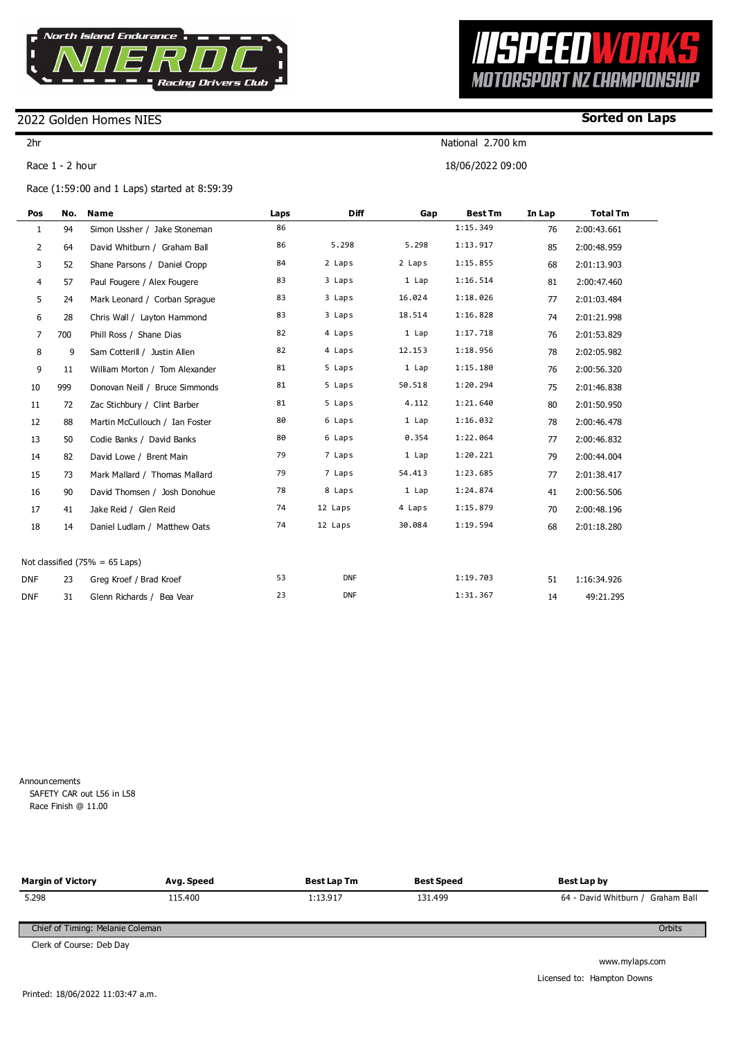North Island Endurance NIERDC Racing Drivers Club

SPEEDWORKS MOTORSPORT NZ CHAMPIONSHIP

## 2022 Golden Homes NIES

**Sorted on Laps**

2hr

National 2.700 km

Race 1 - 2 hour

18/06/2022 09:00

Race (1:59:00 and 1 Laps) started at 8:59:39

| Pos | No. | Name | Laps | Diff | Gap | Best Tm | In Lap | Total Tm |
|---|---|---|---|---|---|---|---|---|
| 1 | 94 | Simon Ussher / Jake Stoneman | 86 | | | 1:15.349 | 76 | 2:00:43.661 |
| 2 | 64 | David Whitburn / Graham Ball | 86 | 5.298 | 5.298 | 1:13.917 | 85 | 2:00:48.959 |
| 3 | 52 | Shane Parsons / Daniel Cropp | 84 | 2 Laps | 2 Laps | 1:15.855 | 68 | 2:01:13.903 |
| 4 | 57 | Paul Fougere / Alex Fougere | 83 | 3 Laps | 1 Lap | 1:16.514 | 81 | 2:00:47.460 |
| 5 | 24 | Mark Leonard / Corban Sprague | 83 | 3 Laps | 16.024 | 1:18.026 | 77 | 2:01:03.484 |
| 6 | 28 | Chris Wall / Layton Hammond | 83 | 3 Laps | 18.514 | 1:16.828 | 74 | 2:01:21.998 |
| 7 | 700 | Phill Ross / Shane Dias | 82 | 4 Laps | 1 Lap | 1:17.718 | 76 | 2:01:53.829 |
| 8 | 9 | Sam Cotterill / Justin Allen | 82 | 4 Laps | 12.153 | 1:18.956 | 78 | 2:02:05.982 |
| 9 | 11 | William Morton / Tom Alexander | 81 | 5 Laps | 1 Lap | 1:15.180 | 76 | 2:00:56.320 |
| 10 | 999 | Donovan Neill / Bruce Simmonds | 81 | 5 Laps | 50.518 | 1:20.294 | 75 | 2:01:46.838 |
| 11 | 72 | Zac Stichbury / Clint Barber | 81 | 5 Laps | 4.112 | 1:21.640 | 80 | 2:01:50.950 |
| 12 | 88 | Martin McCullouch / Ian Foster | 80 | 6 Laps | 1 Lap | 1:16.032 | 78 | 2:00:46.478 |
| 13 | 50 | Codie Banks / David Banks | 80 | 6 Laps | 0.354 | 1:22.064 | 77 | 2:00:46.832 |
| 14 | 82 | David Lowe / Brent Main | 79 | 7 Laps | 1 Lap | 1:20.221 | 79 | 2:00:44.004 |
| 15 | 73 | Mark Mallard / Thomas Mallard | 79 | 7 Laps | 54.413 | 1:23.685 | 77 | 2:01:38.417 |
| 16 | 90 | David Thomsen / Josh Donohue | 78 | 8 Laps | 1 Lap | 1:24.874 | 41 | 2:00:56.506 |
| 17 | 41 | Jake Reid / Glen Reid | 74 | 12 Laps | 4 Laps | 1:15.879 | 70 | 2:00:48.196 |
| 18 | 14 | Daniel Ludlam / Matthew Oats | 74 | 12 Laps | 30.084 | 1:19.594 | 68 | 2:01:18.280 |
| Not classified (75% = 65 Laps) | | | | | | | | |
| DNF | 23 | Greg Kroef / Brad Kroef | 53 | DNF | | 1:19.703 | 51 | 1:16:34.926 |
| DNF | 31 | Glenn Richards / Bea Vear | 23 | DNF | | 1:31.367 | 14 | 49:21.295 |

Announcements
SAFETY CAR out L56 in L58
Race Finish @ 11.00

| Margin of Victory | Avg. Speed | Best Lap Tm | Best Speed | Best Lap by |
|---|---|---|---|---|
| 5.298 | 115.400 | 1:13.917 | 131.499 | 64 - David Whitburn / Graham Ball |

Chief of Timing: Melanie Coleman — Orbits

Clerk of Course: Deb Day

www.mylaps.com

Licensed to: Hampton Downs

Printed: 18/06/2022 11:03:47 a.m.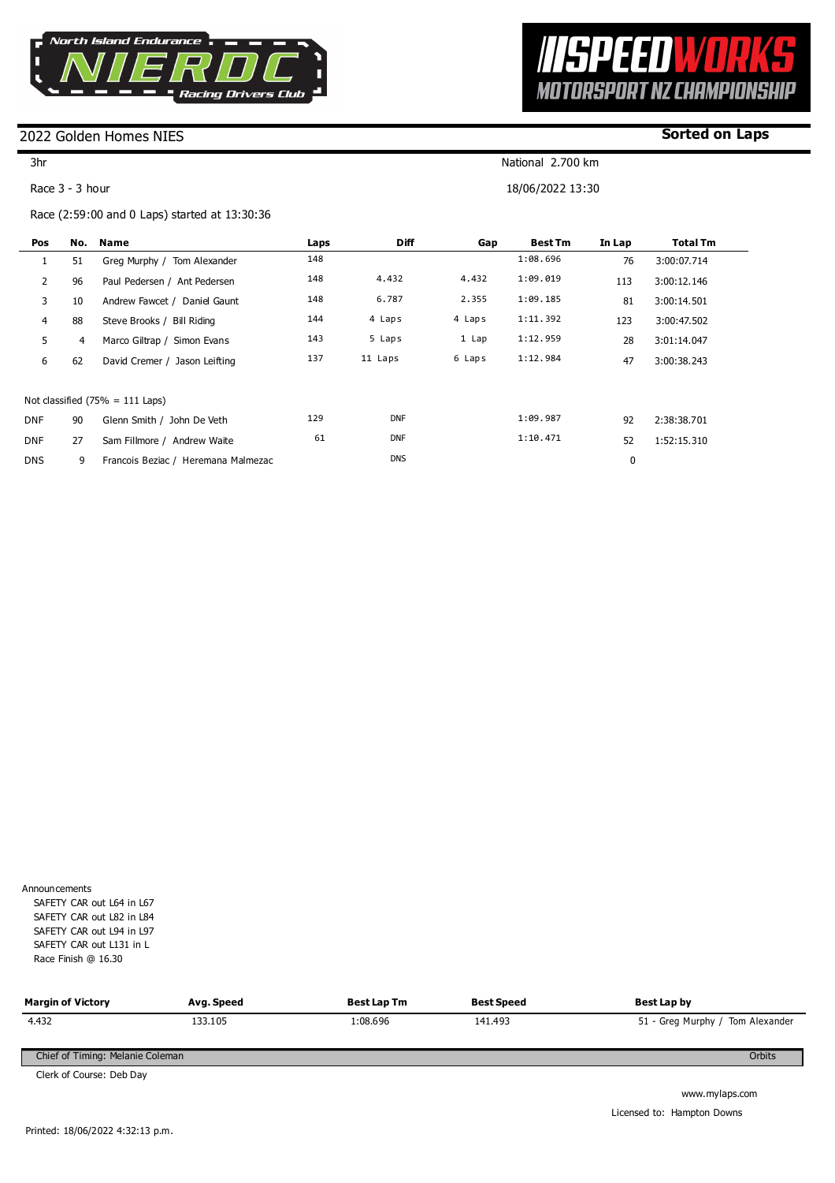North Island Endurance NIERDC Racing Drivers Club

SPEEDWORKS MOTORSPORT NZ CHAMPIONSHIP

## 2022 Golden Homes NIES

**Sorted on Laps**

3hr

National 2.700 km

Race 3 - 3 hour

18/06/2022 13:30

Race (2:59:00 and 0 Laps) started at 13:30:36

| Pos | No. | Name | Laps | Diff | Gap | Best Tm | In Lap | Total Tm |
|---|---|---|---|---|---|---|---|---|
| 1 | 51 | Greg Murphy / Tom Alexander | 148 | | | 1:08.696 | 76 | 3:00:07.714 |
| 2 | 96 | Paul Pedersen / Ant Pedersen | 148 | 4.432 | 4.432 | 1:09.019 | 113 | 3:00:12.146 |
| 3 | 10 | Andrew Fawcet / Daniel Gaunt | 148 | 6.787 | 2.355 | 1:09.185 | 81 | 3:00:14.501 |
| 4 | 88 | Steve Brooks / Bill Riding | 144 | 4 Laps | 4 Laps | 1:11.392 | 123 | 3:00:47.502 |
| 5 | 4 | Marco Giltrap / Simon Evans | 143 | 5 Laps | 1 Lap | 1:12.959 | 28 | 3:01:14.047 |
| 6 | 62 | David Cremer / Jason Leifting | 137 | 11 Laps | 6 Laps | 1:12.984 | 47 | 3:00:38.243 |
| Not classified (75% = 111 Laps) | | | | | | | | |
| DNF | 90 | Glenn Smith / John De Veth | 129 | DNF | | 1:09.987 | 92 | 2:38:38.701 |
| DNF | 27 | Sam Fillmore / Andrew Waite | 61 | DNF | | 1:10.471 | 52 | 1:52:15.310 |
| DNS | 9 | Francois Beziac / Heremana Malmezac | | DNS | | | 0 | |

Announcements

SAFETY CAR out L64 in L67
SAFETY CAR out L82 in L84
SAFETY CAR out L94 in L97
SAFETY CAR out L131 in L
Race Finish @ 16.30

| Margin of Victory | Avg. Speed | Best Lap Tm | Best Speed | Best Lap by |
|---|---|---|---|---|
| 4.432 | 133.105 | 1:08.696 | 141.493 | 51 - Greg Murphy / Tom Alexander |

Chief of Timing: Melanie Coleman

Orbits

Clerk of Course: Deb Day

www.mylaps.com

Licensed to: Hampton Downs

Printed: 18/06/2022 4:32:13 p.m.